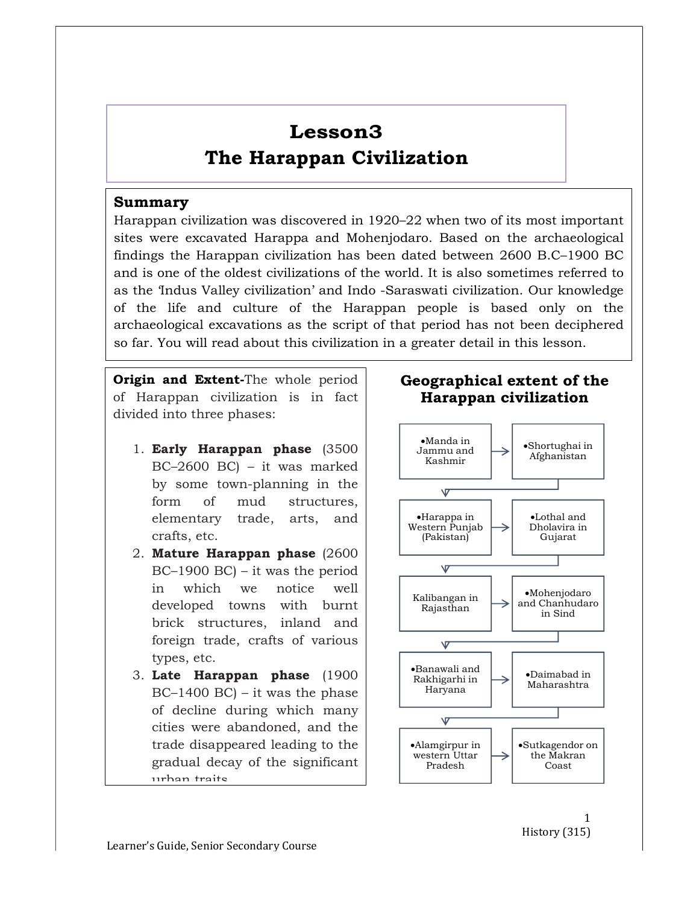# Lesson3
# The Harappan Civilization

## Summary

Harappan civilization was discovered in 1920–22 when two of its most important sites were excavated Harappa and Mohenjodaro. Based on the archaeological findings the Harappan civilization has been dated between 2600 B.C–1900 BC and is one of the oldest civilizations of the world. It is also sometimes referred to as the 'Indus Valley civilization' and Indo -Saraswati civilization. Our knowledge of the life and culture of the Harappan people is based only on the archaeological excavations as the script of that period has not been deciphered so far. You will read about this civilization in a greater detail in this lesson.

**Origin and Extent-**The whole period of Harappan civilization is in fact divided into three phases:

1. **Early Harappan phase** (3500 BC–2600 BC) – it was marked by some town-planning in the form of mud structures, elementary trade, arts, and crafts, etc.
2. **Mature Harappan phase** (2600 BC–1900 BC) – it was the period in which we notice well developed towns with burnt brick structures, inland and foreign trade, crafts of various types, etc.
3. **Late Harappan phase** (1900 BC–1400 BC) – it was the phase of decline during which many cities were abandoned, and the trade disappeared leading to the gradual decay of the significant urban traits

### Geographical extent of the Harappan civilization

- Manda in Jammu and Kashmir
- Shortughai in Afghanistan
- Harappa in Western Punjab (Pakistan)
- Lothal and Dholavira in Gujarat
- Kalibangan in Rajasthan
- Mohenjodaro and Chanhudaro in Sind
- Banawali and Rakhigarhi in Haryana
- Daimabad in Maharashtra
- Alamgirpur in western Uttar Pradesh
- Sutkagendor on the Makran Coast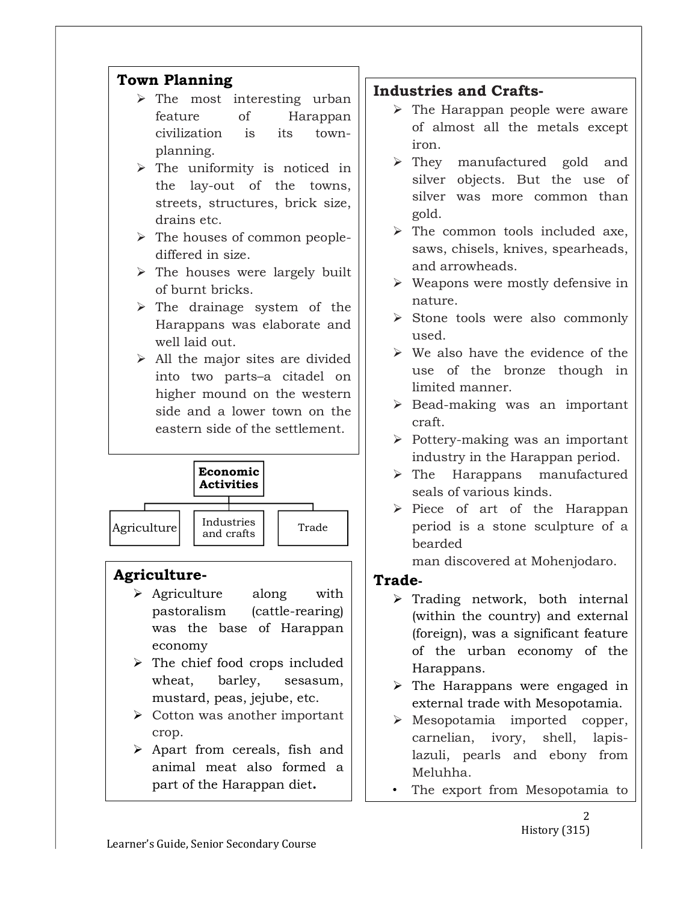## Town Planning

- The most interesting urban feature of Harappan civilization is its town-planning.
- The uniformity is noticed in the lay-out of the towns, streets, structures, brick size, drains etc.
- The houses of common people-differed in size.
- The houses were largely built of burnt bricks.
- The drainage system of the Harappans was elaborate and well laid out.
- All the major sites are divided into two parts–a citadel on higher mound on the western side and a lower town on the eastern side of the settlement.

**Economic Activities**

- Agriculture
- Industries and crafts
- Trade

## Agriculture-

- Agriculture along with pastoralism (cattle-rearing) was the base of Harappan economy
- The chief food crops included wheat, barley, sesasum, mustard, peas, jejube, etc.
- Cotton was another important crop.
- Apart from cereals, fish and animal meat also formed a part of the Harappan diet**.**

## Industries and Crafts-

- The Harappan people were aware of almost all the metals except iron.
- They manufactured gold and silver objects. But the use of silver was more common than gold.
- The common tools included axe, saws, chisels, knives, spearheads, and arrowheads.
- Weapons were mostly defensive in nature.
- Stone tools were also commonly used.
- We also have the evidence of the use of the bronze though in limited manner.
- Bead-making was an important craft.
- Pottery-making was an important industry in the Harappan period.
- The Harappans manufactured seals of various kinds.
- Piece of art of the Harappan period is a stone sculpture of a bearded man discovered at Mohenjodaro.

## Trade-

- Trading network, both internal (within the country) and external (foreign), was a significant feature of the urban economy of the Harappans.
- The Harappans were engaged in external trade with Mesopotamia.
- Mesopotamia imported copper, carnelian, ivory, shell, lapis-lazuli, pearls and ebony from Meluhha.
- The export from Mesopotamia to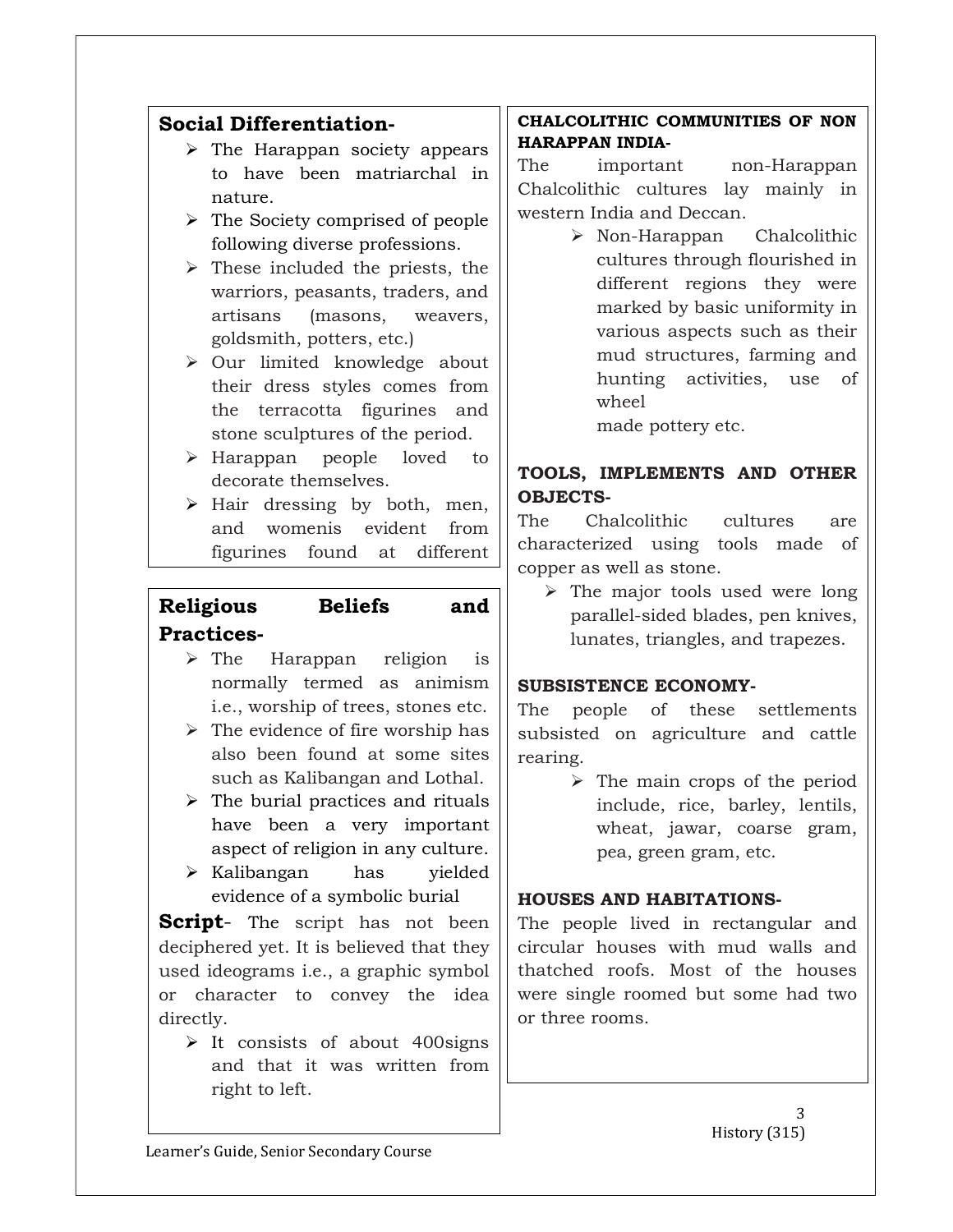## Social Differentiation-

- The Harappan society appears to have been matriarchal in nature.
- The Society comprised of people following diverse professions.
- These included the priests, the warriors, peasants, traders, and artisans (masons, weavers, goldsmith, potters, etc.)
- Our limited knowledge about their dress styles comes from the terracotta figurines and stone sculptures of the period.
- Harappan people loved to decorate themselves.
- Hair dressing by both, men, and womenis evident from figurines found at different

## Religious Beliefs and Practices-

- The Harappan religion is normally termed as animism i.e., worship of trees, stones etc.
- The evidence of fire worship has also been found at some sites such as Kalibangan and Lothal.
- The burial practices and rituals have been a very important aspect of religion in any culture.
- Kalibangan has yielded evidence of a symbolic burial

**Script**- The script has not been deciphered yet. It is believed that they used ideograms i.e., a graphic symbol or character to convey the idea directly.

- It consists of about 400signs and that it was written from right to left.

### CHALCOLITHIC COMMUNITIES OF NON HARAPPAN INDIA-

The important non-Harappan Chalcolithic cultures lay mainly in western India and Deccan.

- Non-Harappan Chalcolithic cultures through flourished in different regions they were marked by basic uniformity in various aspects such as their mud structures, farming and hunting activities, use of wheel made pottery etc.

### TOOLS, IMPLEMENTS AND OTHER OBJECTS-

The Chalcolithic cultures are characterized using tools made of copper as well as stone.

- The major tools used were long parallel-sided blades, pen knives, lunates, triangles, and trapezes.

### SUBSISTENCE ECONOMY-

The people of these settlements subsisted on agriculture and cattle rearing.

- The main crops of the period include, rice, barley, lentils, wheat, jawar, coarse gram, pea, green gram, etc.

### HOUSES AND HABITATIONS-

The people lived in rectangular and circular houses with mud walls and thatched roofs. Most of the houses were single roomed but some had two or three rooms.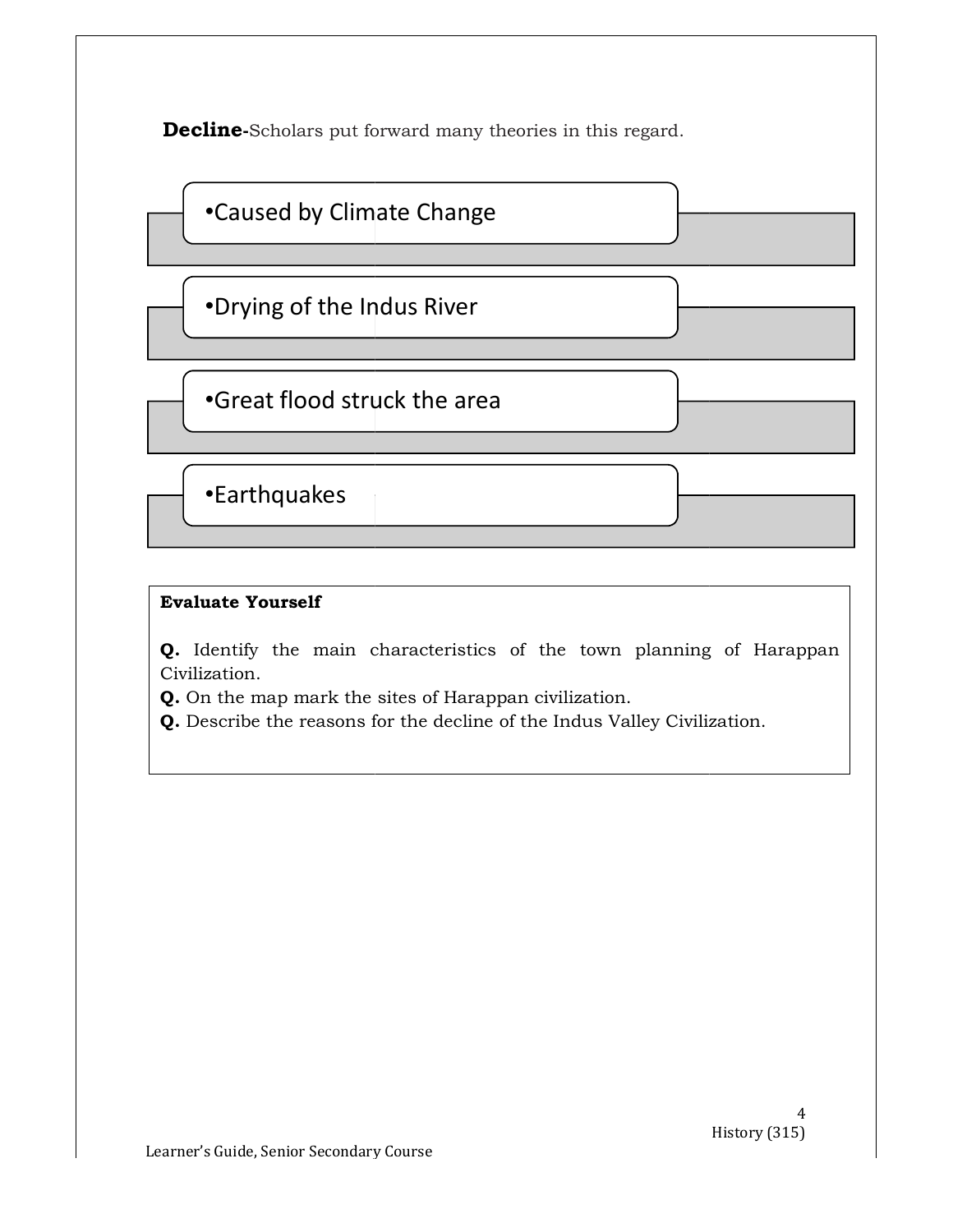**Decline-**Scholars put forward many theories in this regard.

- Caused by Climate Change
- Drying of the Indus River
- Great flood struck the area
- Earthquakes

**Evaluate Yourself**

**Q.** Identify the main characteristics of the town planning of Harappan Civilization.

**Q.** On the map mark the sites of Harappan civilization.

**Q.** Describe the reasons for the decline of the Indus Valley Civilization.